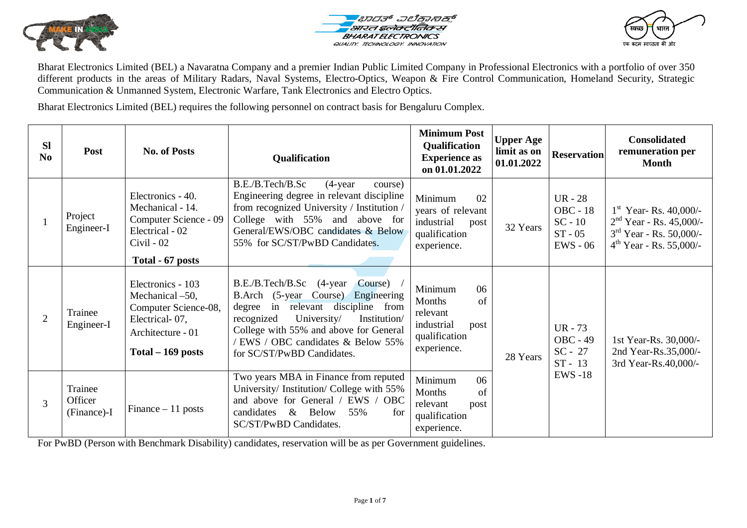Bharat Electronics Limited (BEL) a Navaratna Company and a premier Indian Public Limited Company in Professional Electronics with a portfolio of over 350 different products in the areas of Military Radars, Naval Systems, Electro-Optics, Weapon & Fire Control Communication, Homeland Security, Strategic Communication & Unmanned System, Electronic Warfare, Tank Electronics and Electro Optics.

Bharat Electronics Limited (BEL) requires the following personnel on contract basis for Bengaluru Complex.

| Sl No | Post | No. of Posts | Qualification | Minimum Post Qualification Experience as on 01.01.2022 | Upper Age limit as on 01.01.2022 | Reservation | Consolidated remuneration per Month |
|---|---|---|---|---|---|---|---|
| 1 | Project Engineer-I | Electronics - 40. Mechanical - 14. Computer Science - 09 Electrical - 02 Civil - 02 **Total - 67 posts** | B.E./B.Tech/B.Sc (4-year course) Engineering degree in relevant discipline from recognized University / Institution / College with 55% and above for General/EWS/OBC candidates & Below 55% for SC/ST/PwBD Candidates. | Minimum 02 years of relevant industrial post qualification experience. | 32 Years | UR - 28 OBC - 18 SC - 10 ST - 05 EWS - 06 | 1st Year- Rs. 40,000/- 2nd Year - Rs. 45,000/- 3rd Year - Rs. 50,000/- 4th Year - Rs. 55,000/- |
| 2 | Trainee Engineer-I | Electronics - 103 Mechanical –50, Computer Science-08, Electrical- 07, Architecture - 01 **Total – 169 posts** | B.E./B.Tech/B.Sc (4-year Course) / B.Arch (5-year Course) Engineering degree in relevant discipline from recognized University/ Institution/ College with 55% and above for General / EWS / OBC candidates & Below 55% for SC/ST/PwBD Candidates. | Minimum 06 Months of relevant industrial post qualification experience. | 28 Years | UR - 73 OBC - 49 SC - 27 ST - 13 EWS -18 | 1st Year-Rs. 30,000/- 2nd Year-Rs.35,000/- 3rd Year-Rs.40,000/- |
| 3 | Trainee Officer (Finance)-I | Finance – 11 posts | Two years MBA in Finance from reputed University/ Institution/ College with 55% and above for General / EWS / OBC candidates & Below 55% for SC/ST/PwBD Candidates. | Minimum 06 Months of relevant post qualification experience. | | | |

For PwBD (Person with Benchmark Disability) candidates, reservation will be as per Government guidelines.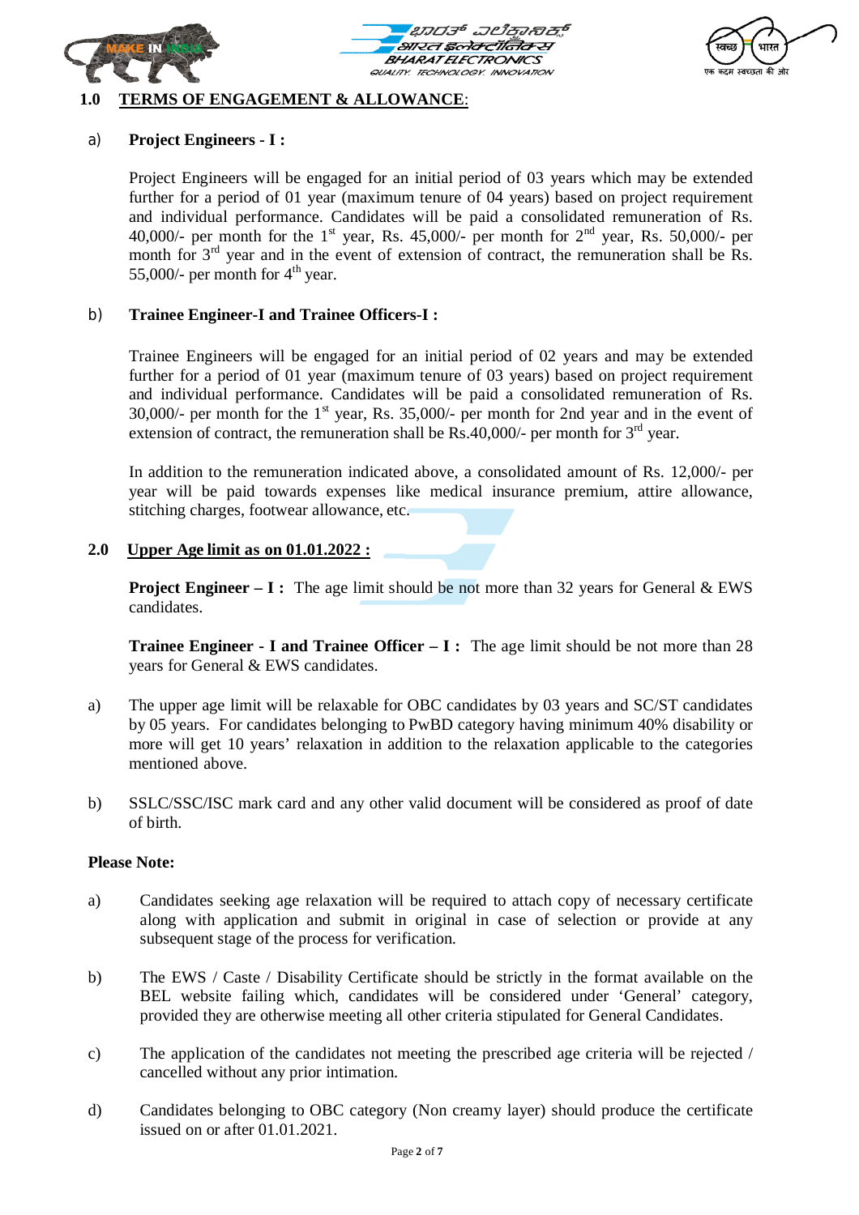## 1.0 TERMS OF ENGAGEMENT & ALLOWANCE:

a) **Project Engineers - I :**

Project Engineers will be engaged for an initial period of 03 years which may be extended further for a period of 01 year (maximum tenure of 04 years) based on project requirement and individual performance. Candidates will be paid a consolidated remuneration of Rs. 40,000/- per month for the 1st year, Rs. 45,000/- per month for 2nd year, Rs. 50,000/- per month for 3rd year and in the event of extension of contract, the remuneration shall be Rs. 55,000/- per month for 4th year.

b) **Trainee Engineer-I and Trainee Officers-I :**

Trainee Engineers will be engaged for an initial period of 02 years and may be extended further for a period of 01 year (maximum tenure of 03 years) based on project requirement and individual performance. Candidates will be paid a consolidated remuneration of Rs. 30,000/- per month for the 1st year, Rs. 35,000/- per month for 2nd year and in the event of extension of contract, the remuneration shall be Rs.40,000/- per month for 3rd year.

In addition to the remuneration indicated above, a consolidated amount of Rs. 12,000/- per year will be paid towards expenses like medical insurance premium, attire allowance, stitching charges, footwear allowance, etc.

## 2.0 Upper Age limit as on 01.01.2022 :

**Project Engineer – I :** The age limit should be not more than 32 years for General & EWS candidates.

**Trainee Engineer - I and Trainee Officer – I :** The age limit should be not more than 28 years for General & EWS candidates.

a) The upper age limit will be relaxable for OBC candidates by 03 years and SC/ST candidates by 05 years. For candidates belonging to PwBD category having minimum 40% disability or more will get 10 years' relaxation in addition to the relaxation applicable to the categories mentioned above.

b) SSLC/SSC/ISC mark card and any other valid document will be considered as proof of date of birth.

**Please Note:**

a) Candidates seeking age relaxation will be required to attach copy of necessary certificate along with application and submit in original in case of selection or provide at any subsequent stage of the process for verification.

b) The EWS / Caste / Disability Certificate should be strictly in the format available on the BEL website failing which, candidates will be considered under 'General' category, provided they are otherwise meeting all other criteria stipulated for General Candidates.

c) The application of the candidates not meeting the prescribed age criteria will be rejected / cancelled without any prior intimation.

d) Candidates belonging to OBC category (Non creamy layer) should produce the certificate issued on or after 01.01.2021.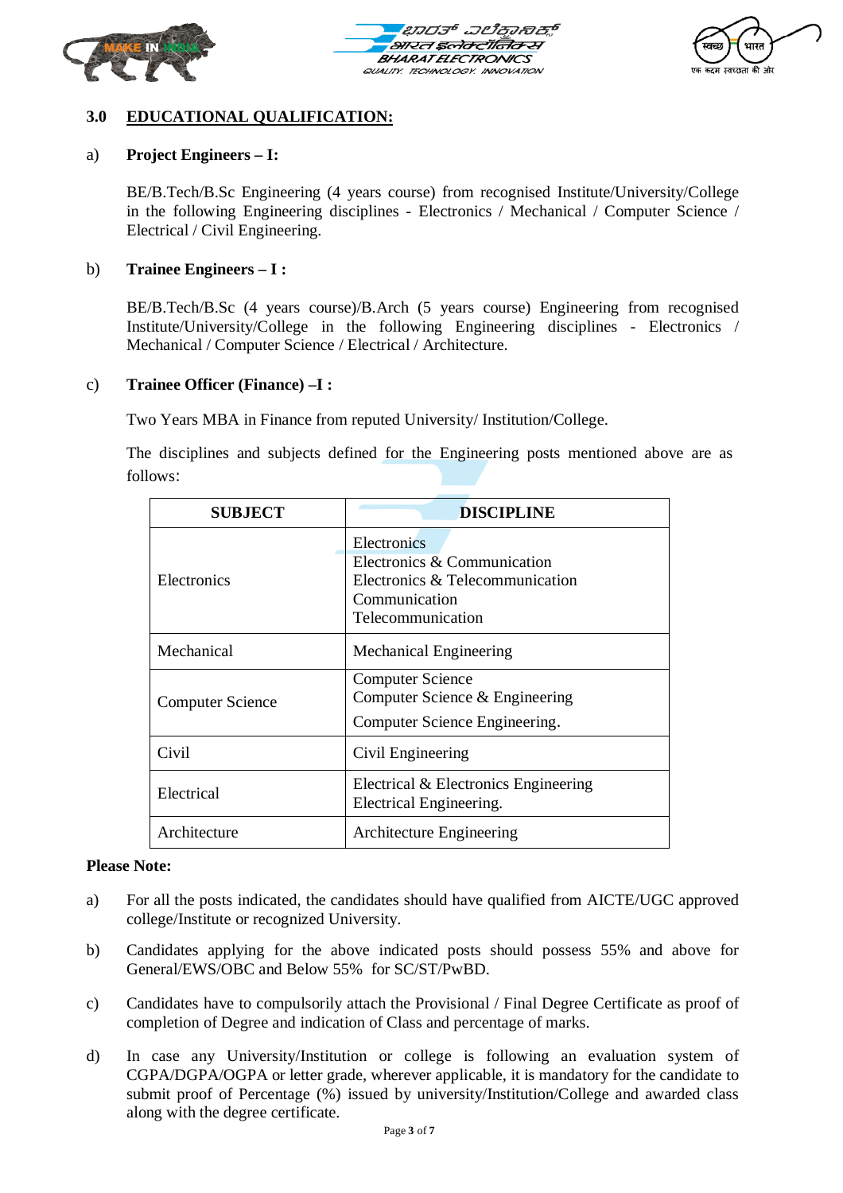## 3.0 EDUCATIONAL QUALIFICATION:

a) **Project Engineers – I:**

BE/B.Tech/B.Sc Engineering (4 years course) from recognised Institute/University/College in the following Engineering disciplines - Electronics / Mechanical / Computer Science / Electrical / Civil Engineering.

b) **Trainee Engineers – I :**

BE/B.Tech/B.Sc (4 years course)/B.Arch (5 years course) Engineering from recognised Institute/University/College in the following Engineering disciplines - Electronics / Mechanical / Computer Science / Electrical / Architecture.

c) **Trainee Officer (Finance) –I :**

Two Years MBA in Finance from reputed University/ Institution/College.

The disciplines and subjects defined for the Engineering posts mentioned above are as follows:

| SUBJECT | DISCIPLINE |
|---|---|
| Electronics | Electronics<br>Electronics & Communication<br>Electronics & Telecommunication<br>Communication<br>Telecommunication |
| Mechanical | Mechanical Engineering |
| Computer Science | Computer Science<br>Computer Science & Engineering<br>Computer Science Engineering. |
| Civil | Civil Engineering |
| Electrical | Electrical & Electronics Engineering<br>Electrical Engineering. |
| Architecture | Architecture Engineering |

**Please Note:**

a) For all the posts indicated, the candidates should have qualified from AICTE/UGC approved college/Institute or recognized University.

b) Candidates applying for the above indicated posts should possess 55% and above for General/EWS/OBC and Below 55% for SC/ST/PwBD.

c) Candidates have to compulsorily attach the Provisional / Final Degree Certificate as proof of completion of Degree and indication of Class and percentage of marks.

d) In case any University/Institution or college is following an evaluation system of CGPA/DGPA/OGPA or letter grade, wherever applicable, it is mandatory for the candidate to submit proof of Percentage (%) issued by university/Institution/College and awarded class along with the degree certificate.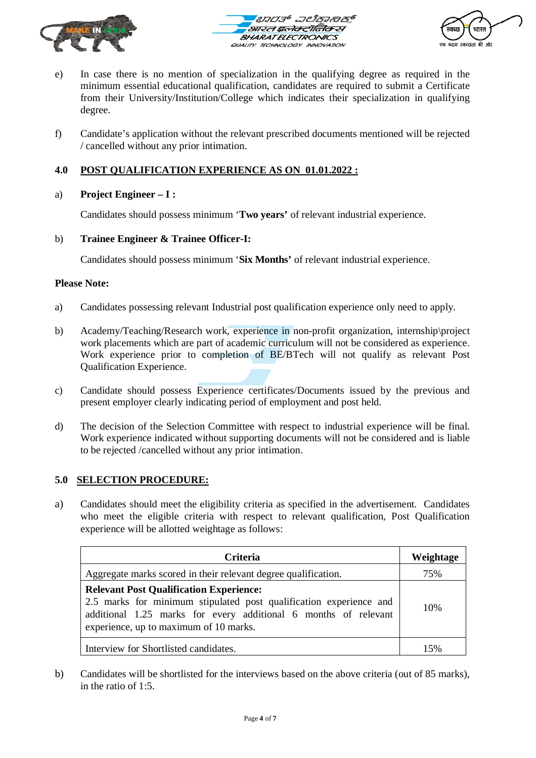e) In case there is no mention of specialization in the qualifying degree as required in the minimum essential educational qualification, candidates are required to submit a Certificate from their University/Institution/College which indicates their specialization in qualifying degree.

f) Candidate's application without the relevant prescribed documents mentioned will be rejected / cancelled without any prior intimation.

## 4.0 POST QUALIFICATION EXPERIENCE AS ON 01.01.2022 :

a) **Project Engineer – I :**

Candidates should possess minimum '**Two years'** of relevant industrial experience.

b) **Trainee Engineer & Trainee Officer-I:**

Candidates should possess minimum '**Six Months'** of relevant industrial experience.

**Please Note:**

a) Candidates possessing relevant Industrial post qualification experience only need to apply.

b) Academy/Teaching/Research work, experience in non-profit organization, internship\project work placements which are part of academic curriculum will not be considered as experience. Work experience prior to completion of BE/BTech will not qualify as relevant Post Qualification Experience.

c) Candidate should possess Experience certificates/Documents issued by the previous and present employer clearly indicating period of employment and post held.

d) The decision of the Selection Committee with respect to industrial experience will be final. Work experience indicated without supporting documents will not be considered and is liable to be rejected /cancelled without any prior intimation.

## 5.0 SELECTION PROCEDURE:

a) Candidates should meet the eligibility criteria as specified in the advertisement. Candidates who meet the eligible criteria with respect to relevant qualification, Post Qualification experience will be allotted weightage as follows:

| Criteria | Weightage |
|---|---|
| Aggregate marks scored in their relevant degree qualification. | 75% |
| **Relevant Post Qualification Experience:** 2.5 marks for minimum stipulated post qualification experience and additional 1.25 marks for every additional 6 months of relevant experience, up to maximum of 10 marks. | 10% |
| Interview for Shortlisted candidates. | 15% |

b) Candidates will be shortlisted for the interviews based on the above criteria (out of 85 marks), in the ratio of 1:5.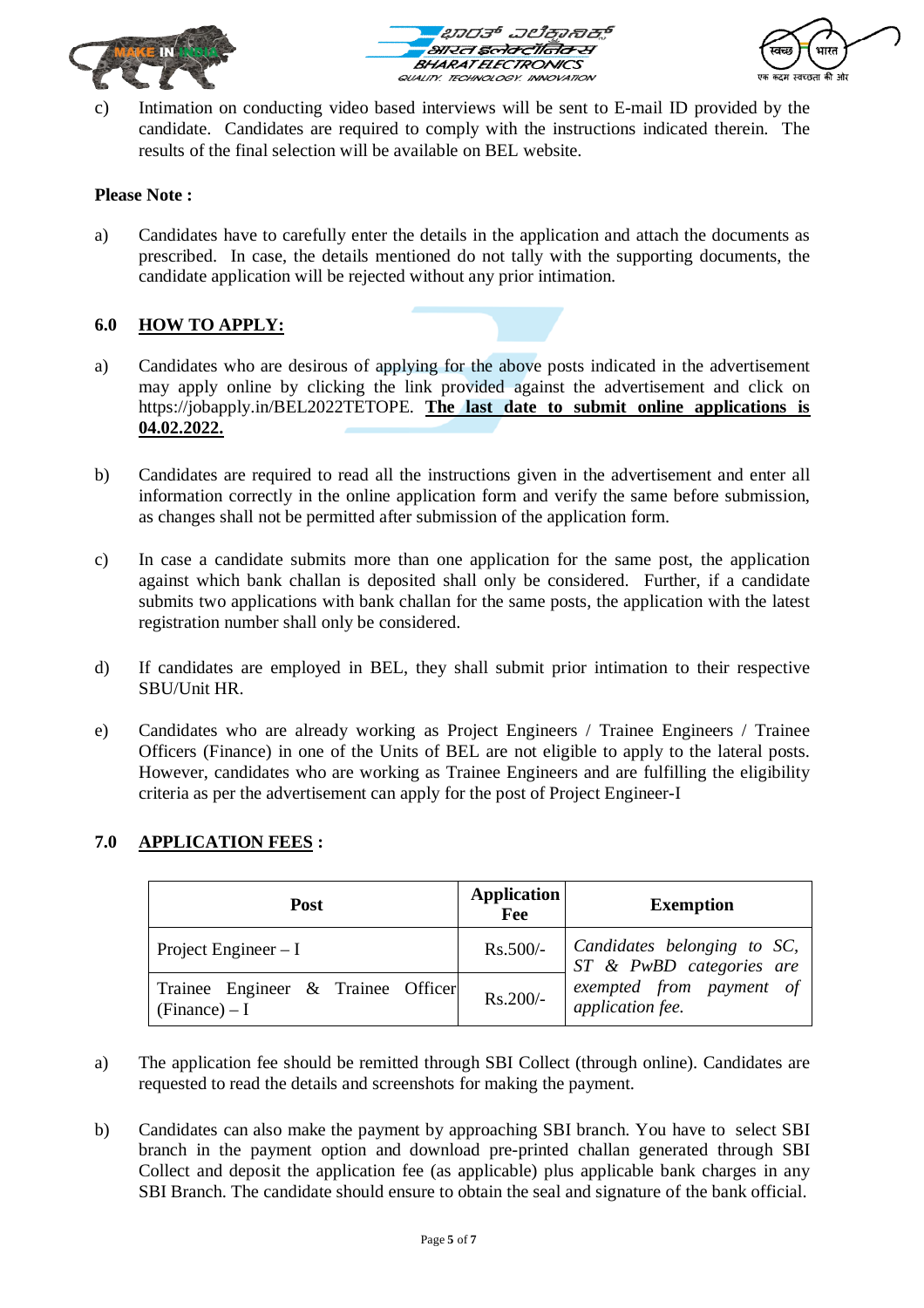c) Intimation on conducting video based interviews will be sent to E-mail ID provided by the candidate. Candidates are required to comply with the instructions indicated therein. The results of the final selection will be available on BEL website.

**Please Note :**

a) Candidates have to carefully enter the details in the application and attach the documents as prescribed. In case, the details mentioned do not tally with the supporting documents, the candidate application will be rejected without any prior intimation.

## 6.0 HOW TO APPLY:

a) Candidates who are desirous of applying for the above posts indicated in the advertisement may apply online by clicking the link provided against the advertisement and click on https://jobapply.in/BEL2022TETOPE. **The last date to submit online applications is 04.02.2022.**

b) Candidates are required to read all the instructions given in the advertisement and enter all information correctly in the online application form and verify the same before submission, as changes shall not be permitted after submission of the application form.

c) In case a candidate submits more than one application for the same post, the application against which bank challan is deposited shall only be considered. Further, if a candidate submits two applications with bank challan for the same posts, the application with the latest registration number shall only be considered.

d) If candidates are employed in BEL, they shall submit prior intimation to their respective SBU/Unit HR.

e) Candidates who are already working as Project Engineers / Trainee Engineers / Trainee Officers (Finance) in one of the Units of BEL are not eligible to apply to the lateral posts. However, candidates who are working as Trainee Engineers and are fulfilling the eligibility criteria as per the advertisement can apply for the post of Project Engineer-I

## 7.0 APPLICATION FEES :

| Post | Application Fee | Exemption |
|---|---|---|
| Project Engineer – I | Rs.500/- | *Candidates belonging to SC, ST & PwBD categories are exempted from payment of application fee.* |
| Trainee Engineer & Trainee Officer (Finance) – I | Rs.200/- | |

a) The application fee should be remitted through SBI Collect (through online). Candidates are requested to read the details and screenshots for making the payment.

b) Candidates can also make the payment by approaching SBI branch. You have to select SBI branch in the payment option and download pre-printed challan generated through SBI Collect and deposit the application fee (as applicable) plus applicable bank charges in any SBI Branch. The candidate should ensure to obtain the seal and signature of the bank official.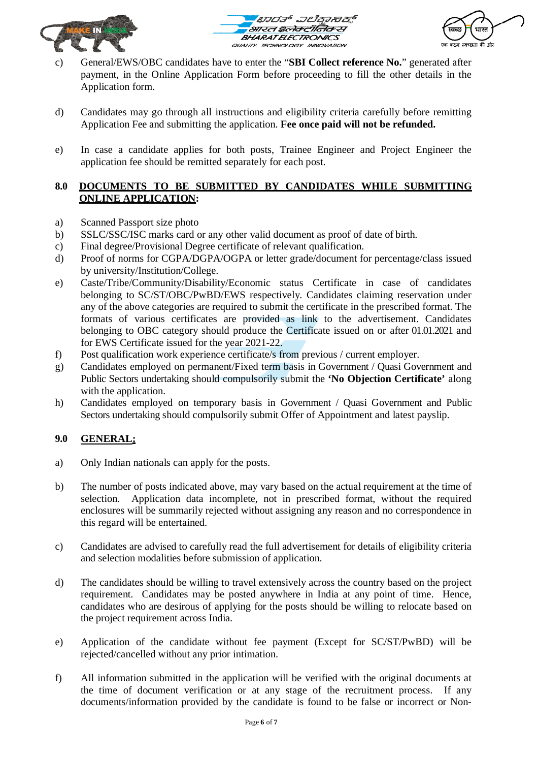c) General/EWS/OBC candidates have to enter the "**SBI Collect reference No.**" generated after payment, in the Online Application Form before proceeding to fill the other details in the Application form.

d) Candidates may go through all instructions and eligibility criteria carefully before remitting Application Fee and submitting the application. **Fee once paid will not be refunded.**

e) In case a candidate applies for both posts, Trainee Engineer and Project Engineer the application fee should be remitted separately for each post.

## 8.0 DOCUMENTS TO BE SUBMITTED BY CANDIDATES WHILE SUBMITTING ONLINE APPLICATION:

a) Scanned Passport size photo
b) SSLC/SSC/ISC marks card or any other valid document as proof of date of birth.
c) Final degree/Provisional Degree certificate of relevant qualification.
d) Proof of norms for CGPA/DGPA/OGPA or letter grade/document for percentage/class issued by university/Institution/College.
e) Caste/Tribe/Community/Disability/Economic status Certificate in case of candidates belonging to SC/ST/OBC/PwBD/EWS respectively. Candidates claiming reservation under any of the above categories are required to submit the certificate in the prescribed format. The formats of various certificates are provided as link to the advertisement. Candidates belonging to OBC category should produce the Certificate issued on or after 01.01.2021 and for EWS Certificate issued for the year 2021-22.
f) Post qualification work experience certificate/s from previous / current employer.
g) Candidates employed on permanent/Fixed term basis in Government / Quasi Government and Public Sectors undertaking should compulsorily submit the **'No Objection Certificate'** along with the application.
h) Candidates employed on temporary basis in Government / Quasi Government and Public Sectors undertaking should compulsorily submit Offer of Appointment and latest payslip.

## 9.0 GENERAL:

a) Only Indian nationals can apply for the posts.

b) The number of posts indicated above, may vary based on the actual requirement at the time of selection. Application data incomplete, not in prescribed format, without the required enclosures will be summarily rejected without assigning any reason and no correspondence in this regard will be entertained.

c) Candidates are advised to carefully read the full advertisement for details of eligibility criteria and selection modalities before submission of application.

d) The candidates should be willing to travel extensively across the country based on the project requirement. Candidates may be posted anywhere in India at any point of time. Hence, candidates who are desirous of applying for the posts should be willing to relocate based on the project requirement across India.

e) Application of the candidate without fee payment (Except for SC/ST/PwBD) will be rejected/cancelled without any prior intimation.

f) All information submitted in the application will be verified with the original documents at the time of document verification or at any stage of the recruitment process. If any documents/information provided by the candidate is found to be false or incorrect or Non-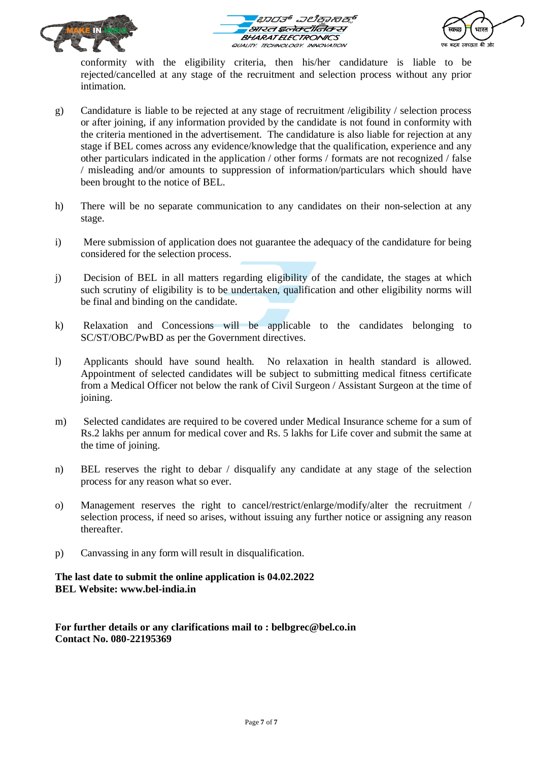conformity with the eligibility criteria, then his/her candidature is liable to be rejected/cancelled at any stage of the recruitment and selection process without any prior intimation.

g) Candidature is liable to be rejected at any stage of recruitment /eligibility / selection process or after joining, if any information provided by the candidate is not found in conformity with the criteria mentioned in the advertisement. The candidature is also liable for rejection at any stage if BEL comes across any evidence/knowledge that the qualification, experience and any other particulars indicated in the application / other forms / formats are not recognized / false / misleading and/or amounts to suppression of information/particulars which should have been brought to the notice of BEL.

h) There will be no separate communication to any candidates on their non-selection at any stage.

i) Mere submission of application does not guarantee the adequacy of the candidature for being considered for the selection process.

j) Decision of BEL in all matters regarding eligibility of the candidate, the stages at which such scrutiny of eligibility is to be undertaken, qualification and other eligibility norms will be final and binding on the candidate.

k) Relaxation and Concessions will be applicable to the candidates belonging to SC/ST/OBC/PwBD as per the Government directives.

l) Applicants should have sound health. No relaxation in health standard is allowed. Appointment of selected candidates will be subject to submitting medical fitness certificate from a Medical Officer not below the rank of Civil Surgeon / Assistant Surgeon at the time of joining.

m) Selected candidates are required to be covered under Medical Insurance scheme for a sum of Rs.2 lakhs per annum for medical cover and Rs. 5 lakhs for Life cover and submit the same at the time of joining.

n) BEL reserves the right to debar / disqualify any candidate at any stage of the selection process for any reason what so ever.

o) Management reserves the right to cancel/restrict/enlarge/modify/alter the recruitment / selection process, if need so arises, without issuing any further notice or assigning any reason thereafter.

p) Canvassing in any form will result in disqualification.

**The last date to submit the online application is 04.02.2022**
**BEL Website: www.bel-india.in**

**For further details or any clarifications mail to : belbgrec@bel.co.in**
**Contact No. 080-22195369**